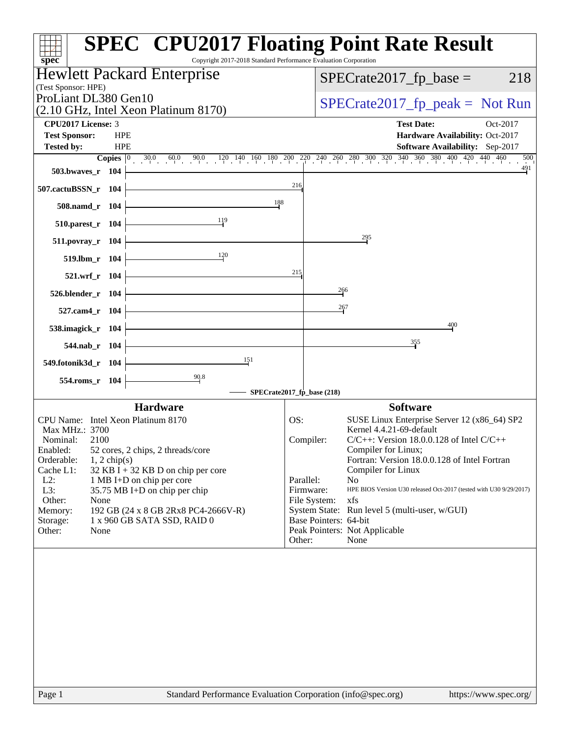# SPEC CPU2017 Floating Point Rate Result

Copyright 2017-2018 Standard Performance Evaluation Corporation

## Hewlett Packard Enterprise

(Test Sponsor: HPE)

ProLiant DL380 Gen10
(2.10 GHz, Intel Xeon Platinum 8170)

SPECrate2017_fp_base = 218

SPECrate2017_fp_peak = Not Run

| | | | |
|---|---|---|---|
| **CPU2017 License:** | 3 | **Test Date:** | Oct-2017 |
| **Test Sponsor:** | HPE | **Hardware Availability:** | Oct-2017 |
| **Tested by:** | HPE | **Software Availability:** | Sep-2017 |

| Benchmark | Copies | SPECrate2017_fp_base |
|---|---|---|
| 503.bwaves_r | 104 | 491 |
| 507.cactuBSSN_r | 104 | 216 |
| 508.namd_r | 104 | 188 |
| 510.parest_r | 104 | 119 |
| 511.povray_r | 104 | 295 |
| 519.lbm_r | 104 | 120 |
| 521.wrf_r | 104 | 215 |
| 526.blender_r | 104 | 266 |
| 527.cam4_r | 104 | 267 |
| 538.imagick_r | 104 | 400 |
| 544.nab_r | 104 | 355 |
| 549.fotonik3d_r | 104 | 151 |
| 554.roms_r | 104 | 90.8 |

SPECrate2017_fp_base (218)

### Hardware

| | |
|---|---|
| CPU Name: | Intel Xeon Platinum 8170 |
| Max MHz.: | 3700 |
| Nominal: | 2100 |
| Enabled: | 52 cores, 2 chips, 2 threads/core |
| Orderable: | 1, 2 chip(s) |
| Cache L1: | 32 KB I + 32 KB D on chip per core |
| L2: | 1 MB I+D on chip per core |
| L3: | 35.75 MB I+D on chip per chip |
| Other: | None |
| Memory: | 192 GB (24 x 8 GB 2Rx8 PC4-2666V-R) |
| Storage: | 1 x 960 GB SATA SSD, RAID 0 |
| Other: | None |

### Software

| | |
|---|---|
| OS: | SUSE Linux Enterprise Server 12 (x86_64) SP2 Kernel 4.4.21-69-default |
| Compiler: | C/C++: Version 18.0.0.128 of Intel C/C++ Compiler for Linux; Fortran: Version 18.0.0.128 of Intel Fortran Compiler for Linux |
| Parallel: | No |
| Firmware: | HPE BIOS Version U30 released Oct-2017 (tested with U30 9/29/2017) |
| File System: | xfs |
| System State: | Run level 5 (multi-user, w/GUI) |
| Base Pointers: | 64-bit |
| Peak Pointers: | Not Applicable |
| Other: | None |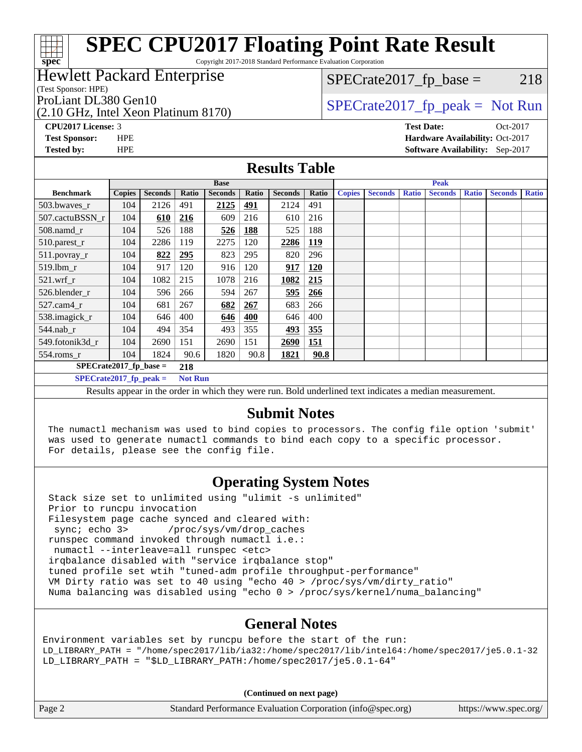# SPEC CPU2017 Floating Point Rate Result

Copyright 2017-2018 Standard Performance Evaluation Corporation

## Hewlett Packard Enterprise

(Test Sponsor: HPE)

ProLiant DL380 Gen10

(2.10 GHz, Intel Xeon Platinum 8170)

SPECrate2017_fp_base = 218

SPECrate2017_fp_peak = Not Run

**CPU2017 License:** 3
**Test Sponsor:** HPE
**Tested by:** HPE

**Test Date:** Oct-2017
**Hardware Availability:** Oct-2017
**Software Availability:** Sep-2017

## Results Table

| | Base | | | | | | | Peak | | | | | | |
|---|---|---|---|---|---|---|---|---|---|---|---|---|---|---|
| **Benchmark** | **Copies** | **Seconds** | **Ratio** | **Seconds** | **Ratio** | **Seconds** | **Ratio** | **Copies** | **Seconds** | **Ratio** | **Seconds** | **Ratio** | **Seconds** | **Ratio** |
| 503.bwaves_r | 104 | 2126 | 491 | **2125** | **491** | 2124 | 491 | | | | | | | |
| 507.cactuBSSN_r | 104 | **610** | **216** | 609 | 216 | 610 | 216 | | | | | | | |
| 508.namd_r | 104 | 526 | 188 | **526** | **188** | 525 | 188 | | | | | | | |
| 510.parest_r | 104 | 2286 | 119 | 2275 | 120 | **2286** | **119** | | | | | | | |
| 511.povray_r | 104 | **822** | **295** | 823 | 295 | 820 | 296 | | | | | | | |
| 519.lbm_r | 104 | 917 | 120 | 916 | 120 | **917** | **120** | | | | | | | |
| 521.wrf_r | 104 | 1082 | 215 | 1078 | 216 | **1082** | **215** | | | | | | | |
| 526.blender_r | 104 | 596 | 266 | 594 | 267 | **595** | **266** | | | | | | | |
| 527.cam4_r | 104 | 681 | 267 | **682** | **267** | 683 | 266 | | | | | | | |
| 538.imagick_r | 104 | 646 | 400 | **646** | **400** | 646 | 400 | | | | | | | |
| 544.nab_r | 104 | 494 | 354 | 493 | 355 | **493** | **355** | | | | | | | |
| 549.fotonik3d_r | 104 | 2690 | 151 | 2690 | 151 | **2690** | **151** | | | | | | | |
| 554.roms_r | 104 | 1824 | 90.6 | 1820 | 90.8 | **1821** | **90.8** | | | | | | | |

**SPECrate2017_fp_base = 218**

**SPECrate2017_fp_peak = Not Run**

Results appear in the order in which they were run. Bold underlined text indicates a median measurement.

## Submit Notes

```
The numactl mechanism was used to bind copies to processors. The config file option 'submit'
was used to generate numactl commands to bind each copy to a specific processor.
For details, please see the config file.
```

## Operating System Notes

```
Stack size set to unlimited using "ulimit -s unlimited"
Prior to runcpu invocation
Filesystem page cache synced and cleared with:
 sync; echo 3>       /proc/sys/vm/drop_caches
runspec command invoked through numactl i.e.:
 numactl --interleave=all runspec <etc>
irqbalance disabled with "service irqbalance stop"
tuned profile set wtih "tuned-adm profile throughput-performance"
VM Dirty ratio was set to 40 using "echo 40 > /proc/sys/vm/dirty_ratio"
Numa balancing was disabled using "echo 0 > /proc/sys/kernel/numa_balancing"
```

## General Notes

```
Environment variables set by runcpu before the start of the run:
LD_LIBRARY_PATH = "/home/spec2017/lib/ia32:/home/spec2017/lib/intel64:/home/spec2017/je5.0.1-32
LD_LIBRARY_PATH = "$LD_LIBRARY_PATH:/home/spec2017/je5.0.1-64"
```

(Continued on next page)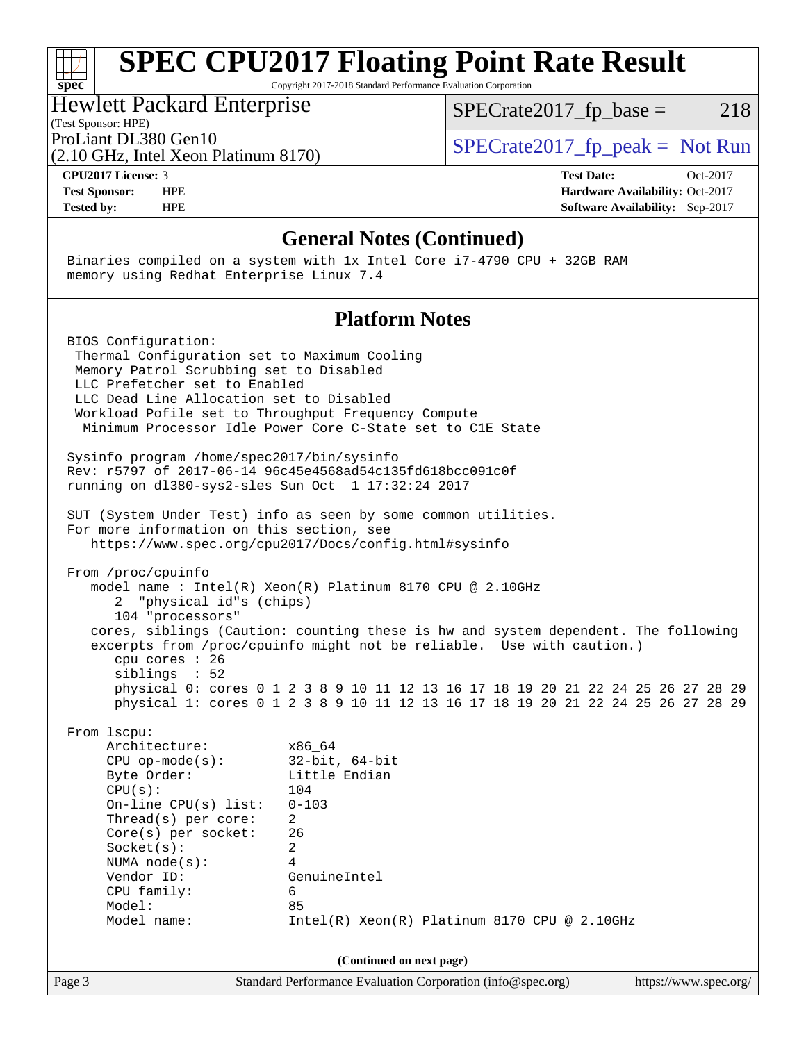# SPEC CPU2017 Floating Point Rate Result

Copyright 2017-2018 Standard Performance Evaluation Corporation

**Hewlett Packard Enterprise**
(Test Sponsor: HPE)
ProLiant DL380 Gen10
(2.10 GHz, Intel Xeon Platinum 8170)

SPECrate2017_fp_base = 218

SPECrate2017_fp_peak = Not Run

| | | | |
|---|---|---|---|
| **CPU2017 License:** | 3 | **Test Date:** | Oct-2017 |
| **Test Sponsor:** | HPE | **Hardware Availability:** | Oct-2017 |
| **Tested by:** | HPE | **Software Availability:** | Sep-2017 |

## General Notes (Continued)

```
Binaries compiled on a system with 1x Intel Core i7-4790 CPU + 32GB RAM
memory using Redhat Enterprise Linux 7.4
```

## Platform Notes

```
BIOS Configuration:
 Thermal Configuration set to Maximum Cooling
 Memory Patrol Scrubbing set to Disabled
 LLC Prefetcher set to Enabled
 LLC Dead Line Allocation set to Disabled
 Workload Pofile set to Throughput Frequency Compute
  Minimum Processor Idle Power Core C-State set to C1E State

Sysinfo program /home/spec2017/bin/sysinfo
Rev: r5797 of 2017-06-14 96c45e4568ad54c135fd618bcc091c0f
running on dl380-sys2-sles Sun Oct  1 17:32:24 2017

SUT (System Under Test) info as seen by some common utilities.
For more information on this section, see
   https://www.spec.org/cpu2017/Docs/config.html#sysinfo

From /proc/cpuinfo
   model name : Intel(R) Xeon(R) Platinum 8170 CPU @ 2.10GHz
      2  "physical id"s (chips)
      104 "processors"
   cores, siblings (Caution: counting these is hw and system dependent. The following
   excerpts from /proc/cpuinfo might not be reliable.  Use with caution.)
      cpu cores : 26
      siblings  : 52
      physical 0: cores 0 1 2 3 8 9 10 11 12 13 16 17 18 19 20 21 22 24 25 26 27 28 29
      physical 1: cores 0 1 2 3 8 9 10 11 12 13 16 17 18 19 20 21 22 24 25 26 27 28 29

From lscpu:
     Architecture:          x86_64
     CPU op-mode(s):        32-bit, 64-bit
     Byte Order:            Little Endian
     CPU(s):                104
     On-line CPU(s) list:   0-103
     Thread(s) per core:    2
     Core(s) per socket:    26
     Socket(s):             2
     NUMA node(s):          4
     Vendor ID:             GenuineIntel
     CPU family:            6
     Model:                 85
     Model name:            Intel(R) Xeon(R) Platinum 8170 CPU @ 2.10GHz
```

**(Continued on next page)**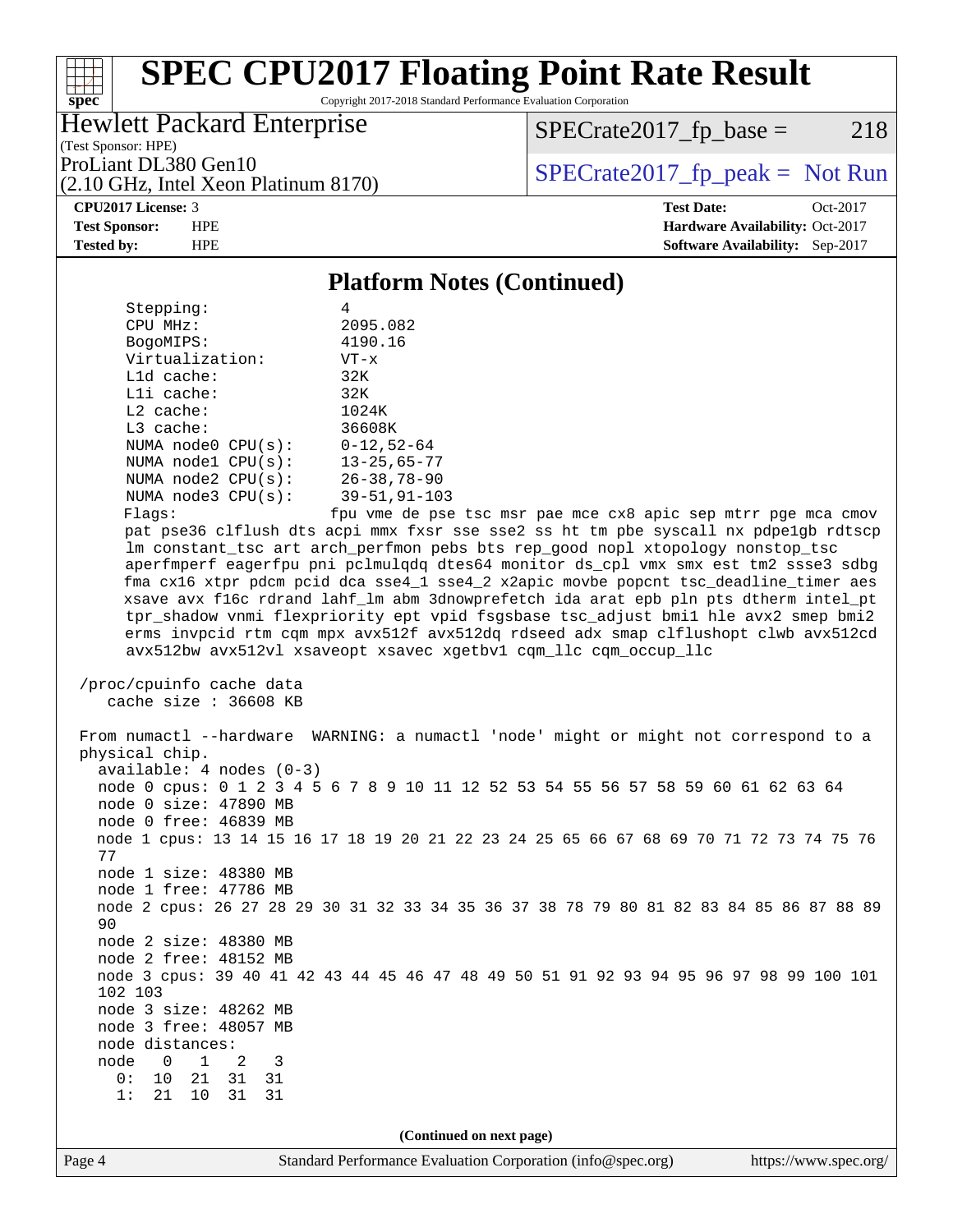## Platform Notes (Continued)

```
      Stepping:              4
      CPU MHz:               2095.082
      BogoMIPS:              4190.16
      Virtualization:        VT-x
      L1d cache:             32K
      L1i cache:             32K
      L2 cache:              1024K
      L3 cache:              36608K
      NUMA node0 CPU(s):     0-12,52-64
      NUMA node1 CPU(s):     13-25,65-77
      NUMA node2 CPU(s):     26-38,78-90
      NUMA node3 CPU(s):     39-51,91-103
      Flags:                 fpu vme de pse tsc msr pae mce cx8 apic sep mtrr pge mca cmov
      pat pse36 clflush dts acpi mmx fxsr sse sse2 ss ht tm pbe syscall nx pdpe1gb rdtscp
      lm constant_tsc art arch_perfmon pebs bts rep_good nopl xtopology nonstop_tsc
      aperfmperf eagerfpu pni pclmulqdq dtes64 monitor ds_cpl vmx smx est tm2 ssse3 sdbg
      fma cx16 xtpr pdcm pcid dca sse4_1 sse4_2 x2apic movbe popcnt tsc_deadline_timer aes
      xsave avx f16c rdrand lahf_lm abm 3dnowprefetch ida arat epb pln pts dtherm intel_pt
      tpr_shadow vnmi flexpriority ept vpid fsgsbase tsc_adjust bmi1 hle avx2 smep bmi2
      erms invpcid rtm cqm mpx avx512f avx512dq rdseed adx smap clflushopt clwb avx512cd
      avx512bw avx512vl xsaveopt xsavec xgetbv1 cqm_llc cqm_occup_llc

 /proc/cpuinfo cache data
    cache size : 36608 KB

 From numactl --hardware  WARNING: a numactl 'node' might or might not correspond to a
 physical chip.
   available: 4 nodes (0-3)
   node 0 cpus: 0 1 2 3 4 5 6 7 8 9 10 11 12 52 53 54 55 56 57 58 59 60 61 62 63 64
   node 0 size: 47890 MB
   node 0 free: 46839 MB
   node 1 cpus: 13 14 15 16 17 18 19 20 21 22 23 24 25 65 66 67 68 69 70 71 72 73 74 75 76
   77
   node 1 size: 48380 MB
   node 1 free: 47786 MB
   node 2 cpus: 26 27 28 29 30 31 32 33 34 35 36 37 38 78 79 80 81 82 83 84 85 86 87 88 89
   90
   node 2 size: 48380 MB
   node 2 free: 48152 MB
   node 3 cpus: 39 40 41 42 43 44 45 46 47 48 49 50 51 91 92 93 94 95 96 97 98 99 100 101
   102 103
   node 3 size: 48262 MB
   node 3 free: 48057 MB
   node distances:
   node   0   1   2   3
     0:  10  21  31  31
     1:  21  10  31  31
```

**(Continued on next page)**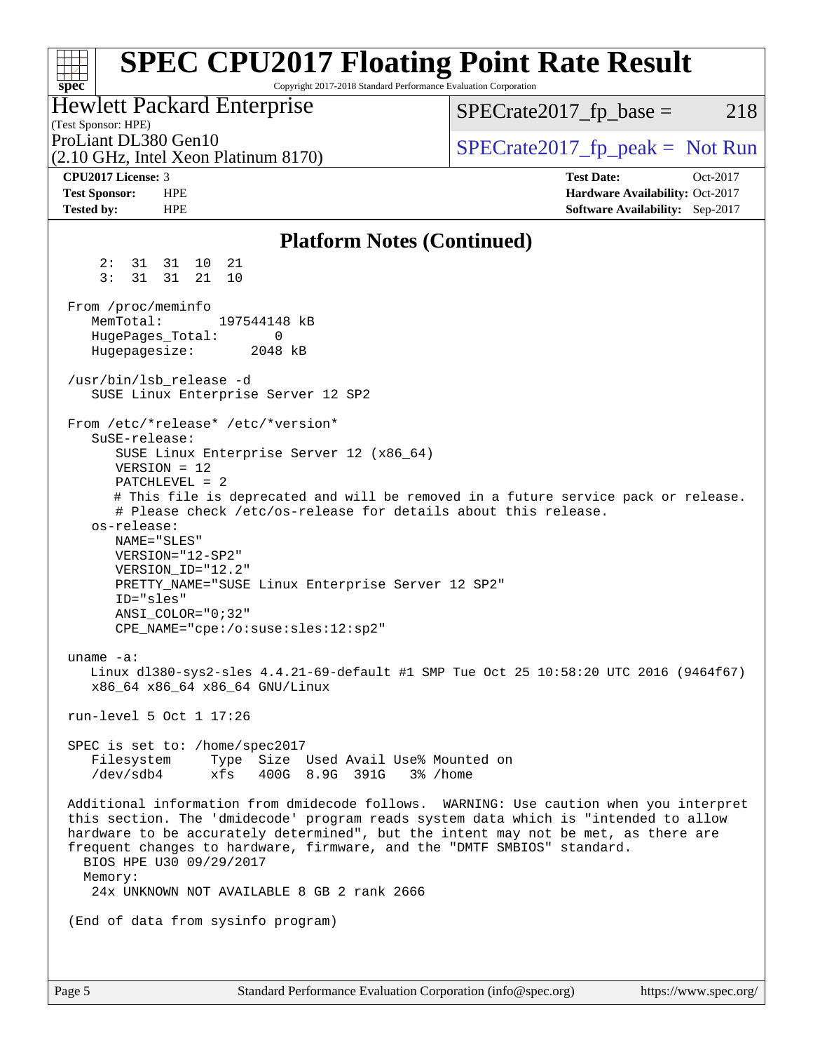## Platform Notes (Continued)

```
     2:  31  31  10  21
     3:  31  31  21  10

 From /proc/meminfo
    MemTotal:       197544148 kB
    HugePages_Total:       0
    Hugepagesize:       2048 kB

 /usr/bin/lsb_release -d
    SUSE Linux Enterprise Server 12 SP2

 From /etc/*release* /etc/*version*
    SuSE-release:
       SUSE Linux Enterprise Server 12 (x86_64)
       VERSION = 12
       PATCHLEVEL = 2
       # This file is deprecated and will be removed in a future service pack or release.
       # Please check /etc/os-release for details about this release.
    os-release:
       NAME="SLES"
       VERSION="12-SP2"
       VERSION_ID="12.2"
       PRETTY_NAME="SUSE Linux Enterprise Server 12 SP2"
       ID="sles"
       ANSI_COLOR="0;32"
       CPE_NAME="cpe:/o:suse:sles:12:sp2"

 uname -a:
    Linux dl380-sys2-sles 4.4.21-69-default #1 SMP Tue Oct 25 10:58:20 UTC 2016 (9464f67)
    x86_64 x86_64 x86_64 GNU/Linux

 run-level 5 Oct 1 17:26

 SPEC is set to: /home/spec2017
    Filesystem     Type  Size  Used Avail Use% Mounted on
    /dev/sdb4      xfs   400G  8.9G  391G   3% /home

 Additional information from dmidecode follows.  WARNING: Use caution when you interpret
 this section. The 'dmidecode' program reads system data which is "intended to allow
 hardware to be accurately determined", but the intent may not be met, as there are
 frequent changes to hardware, firmware, and the "DMTF SMBIOS" standard.
   BIOS HPE U30 09/29/2017
   Memory:
    24x UNKNOWN NOT AVAILABLE 8 GB 2 rank 2666

 (End of data from sysinfo program)
```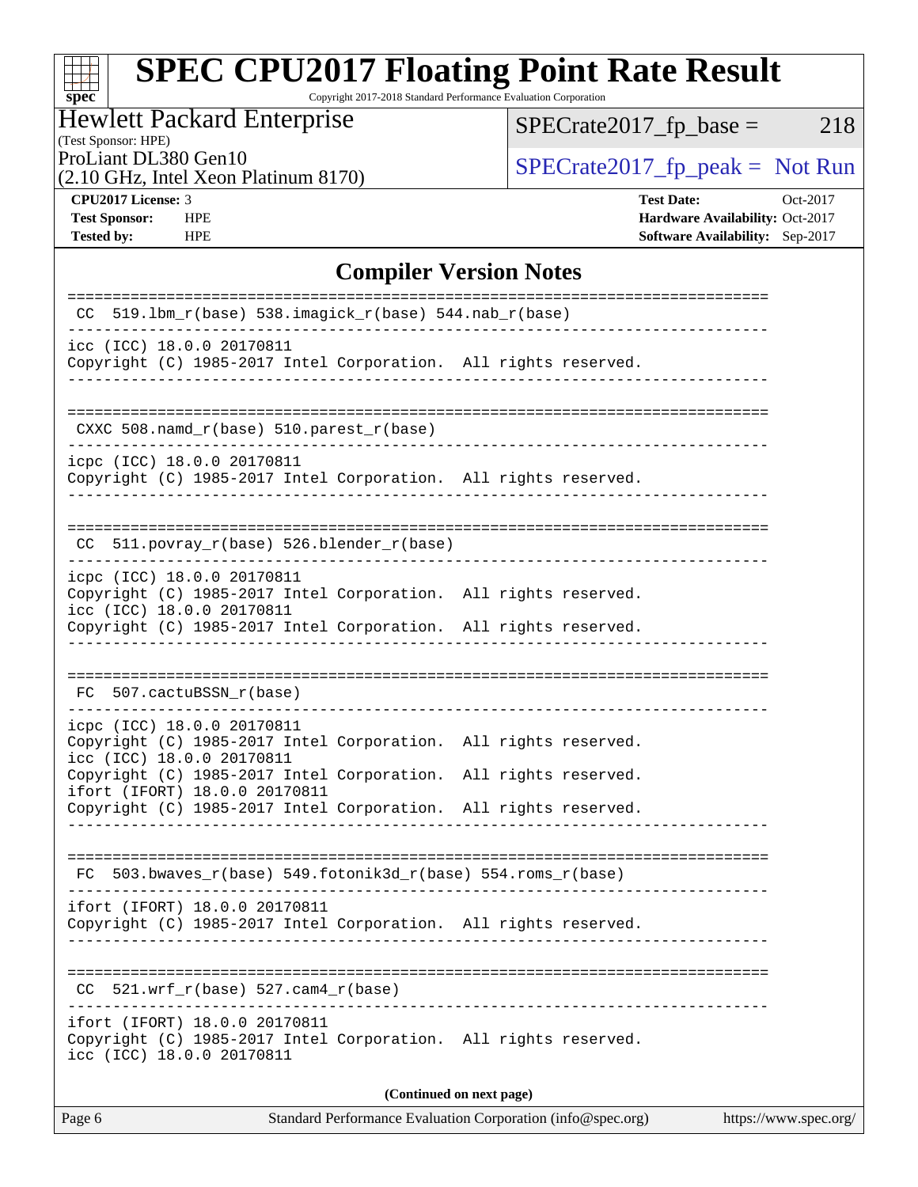# SPEC CPU2017 Floating Point Rate Result

Copyright 2017-2018 Standard Performance Evaluation Corporation

**Hewlett Packard Enterprise**
(Test Sponsor: HPE)
ProLiant DL380 Gen10
(2.10 GHz, Intel Xeon Platinum 8170)

SPECrate2017_fp_base = 218

SPECrate2017_fp_peak = Not Run

| | | | |
|---|---|---|---|
| **CPU2017 License:** | 3 | **Test Date:** | Oct-2017 |
| **Test Sponsor:** | HPE | **Hardware Availability:** | Oct-2017 |
| **Tested by:** | HPE | **Software Availability:** | Sep-2017 |

## Compiler Version Notes

```
==============================================================================
 CC  519.lbm_r(base) 538.imagick_r(base) 544.nab_r(base)
------------------------------------------------------------------------------
icc (ICC) 18.0.0 20170811
Copyright (C) 1985-2017 Intel Corporation.  All rights reserved.
------------------------------------------------------------------------------

==============================================================================
 CXXC 508.namd_r(base) 510.parest_r(base)
------------------------------------------------------------------------------
icpc (ICC) 18.0.0 20170811
Copyright (C) 1985-2017 Intel Corporation.  All rights reserved.
------------------------------------------------------------------------------

==============================================================================
 CC  511.povray_r(base) 526.blender_r(base)
------------------------------------------------------------------------------
icpc (ICC) 18.0.0 20170811
Copyright (C) 1985-2017 Intel Corporation.  All rights reserved.
icc (ICC) 18.0.0 20170811
Copyright (C) 1985-2017 Intel Corporation.  All rights reserved.
------------------------------------------------------------------------------

==============================================================================
 FC  507.cactuBSSN_r(base)
------------------------------------------------------------------------------
icpc (ICC) 18.0.0 20170811
Copyright (C) 1985-2017 Intel Corporation.  All rights reserved.
icc (ICC) 18.0.0 20170811
Copyright (C) 1985-2017 Intel Corporation.  All rights reserved.
ifort (IFORT) 18.0.0 20170811
Copyright (C) 1985-2017 Intel Corporation.  All rights reserved.
------------------------------------------------------------------------------

==============================================================================
 FC  503.bwaves_r(base) 549.fotonik3d_r(base) 554.roms_r(base)
------------------------------------------------------------------------------
ifort (IFORT) 18.0.0 20170811
Copyright (C) 1985-2017 Intel Corporation.  All rights reserved.
------------------------------------------------------------------------------

==============================================================================
 CC  521.wrf_r(base) 527.cam4_r(base)
------------------------------------------------------------------------------
ifort (IFORT) 18.0.0 20170811
Copyright (C) 1985-2017 Intel Corporation.  All rights reserved.
icc (ICC) 18.0.0 20170811
```

**(Continued on next page)**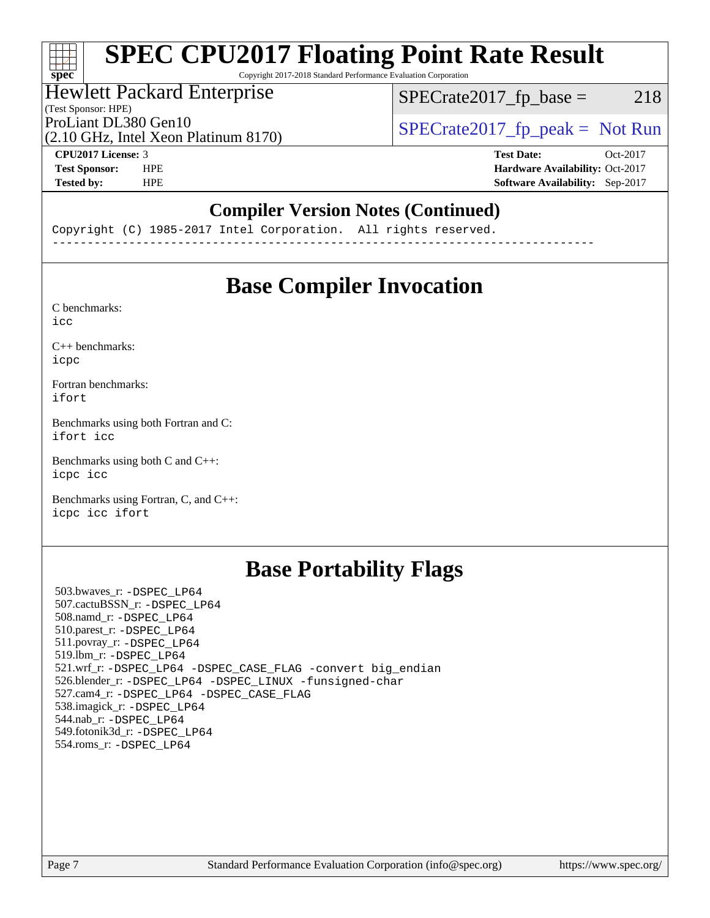## Compiler Version Notes (Continued)

```
Copyright (C) 1985-2017 Intel Corporation.  All rights reserved.
------------------------------------------------------------------------------
```

## Base Compiler Invocation

C benchmarks:
icc

C++ benchmarks:
icpc

Fortran benchmarks:
ifort

Benchmarks using both Fortran and C:
ifort icc

Benchmarks using both C and C++:
icpc icc

Benchmarks using Fortran, C, and C++:
icpc icc ifort

## Base Portability Flags

503.bwaves_r: -DSPEC_LP64
507.cactuBSSN_r: -DSPEC_LP64
508.namd_r: -DSPEC_LP64
510.parest_r: -DSPEC_LP64
511.povray_r: -DSPEC_LP64
519.lbm_r: -DSPEC_LP64
521.wrf_r: -DSPEC_LP64 -DSPEC_CASE_FLAG -convert big_endian
526.blender_r: -DSPEC_LP64 -DSPEC_LINUX -funsigned-char
527.cam4_r: -DSPEC_LP64 -DSPEC_CASE_FLAG
538.imagick_r: -DSPEC_LP64
544.nab_r: -DSPEC_LP64
549.fotonik3d_r: -DSPEC_LP64
554.roms_r: -DSPEC_LP64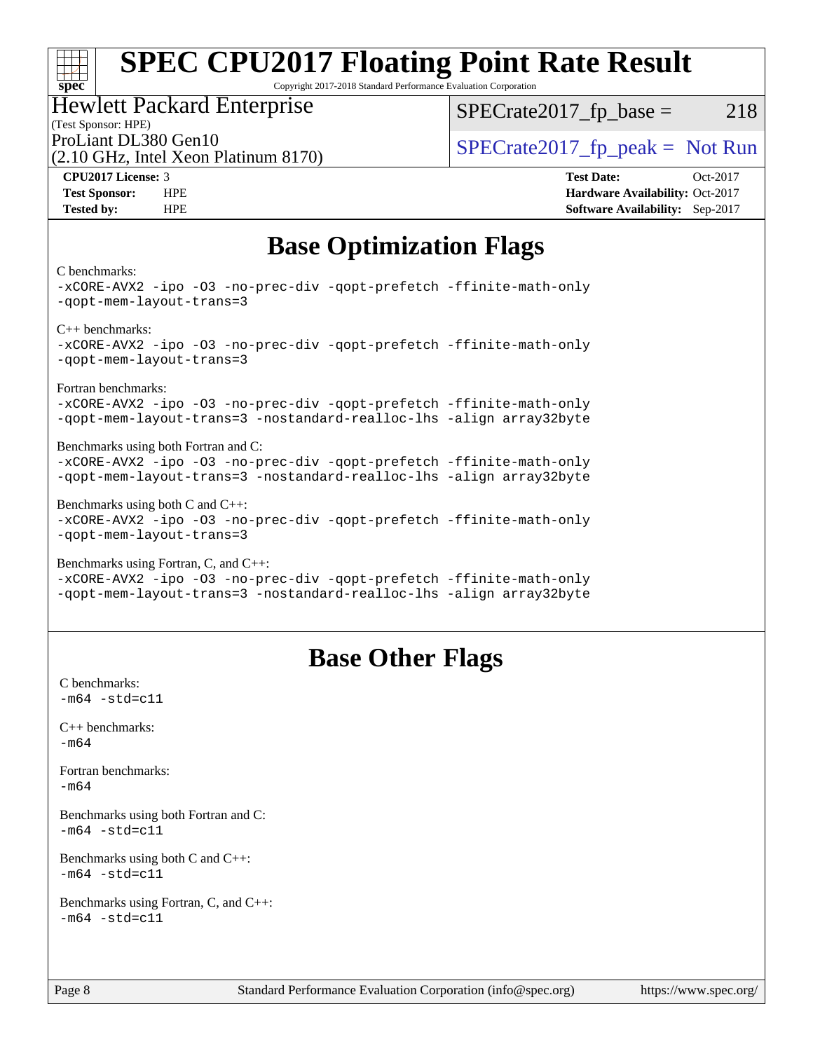## Base Optimization Flags

C benchmarks:
```
-xCORE-AVX2 -ipo -O3 -no-prec-div -qopt-prefetch -ffinite-math-only
-qopt-mem-layout-trans=3
```

C++ benchmarks:
```
-xCORE-AVX2 -ipo -O3 -no-prec-div -qopt-prefetch -ffinite-math-only
-qopt-mem-layout-trans=3
```

Fortran benchmarks:
```
-xCORE-AVX2 -ipo -O3 -no-prec-div -qopt-prefetch -ffinite-math-only
-qopt-mem-layout-trans=3 -nostandard-realloc-lhs -align array32byte
```

Benchmarks using both Fortran and C:
```
-xCORE-AVX2 -ipo -O3 -no-prec-div -qopt-prefetch -ffinite-math-only
-qopt-mem-layout-trans=3 -nostandard-realloc-lhs -align array32byte
```

Benchmarks using both C and C++:
```
-xCORE-AVX2 -ipo -O3 -no-prec-div -qopt-prefetch -ffinite-math-only
-qopt-mem-layout-trans=3
```

Benchmarks using Fortran, C, and C++:
```
-xCORE-AVX2 -ipo -O3 -no-prec-div -qopt-prefetch -ffinite-math-only
-qopt-mem-layout-trans=3 -nostandard-realloc-lhs -align array32byte
```

## Base Other Flags

C benchmarks:
```
-m64 -std=c11
```

C++ benchmarks:
```
-m64
```

Fortran benchmarks:
```
-m64
```

Benchmarks using both Fortran and C:
```
-m64 -std=c11
```

Benchmarks using both C and C++:
```
-m64 -std=c11
```

Benchmarks using Fortran, C, and C++:
```
-m64 -std=c11
```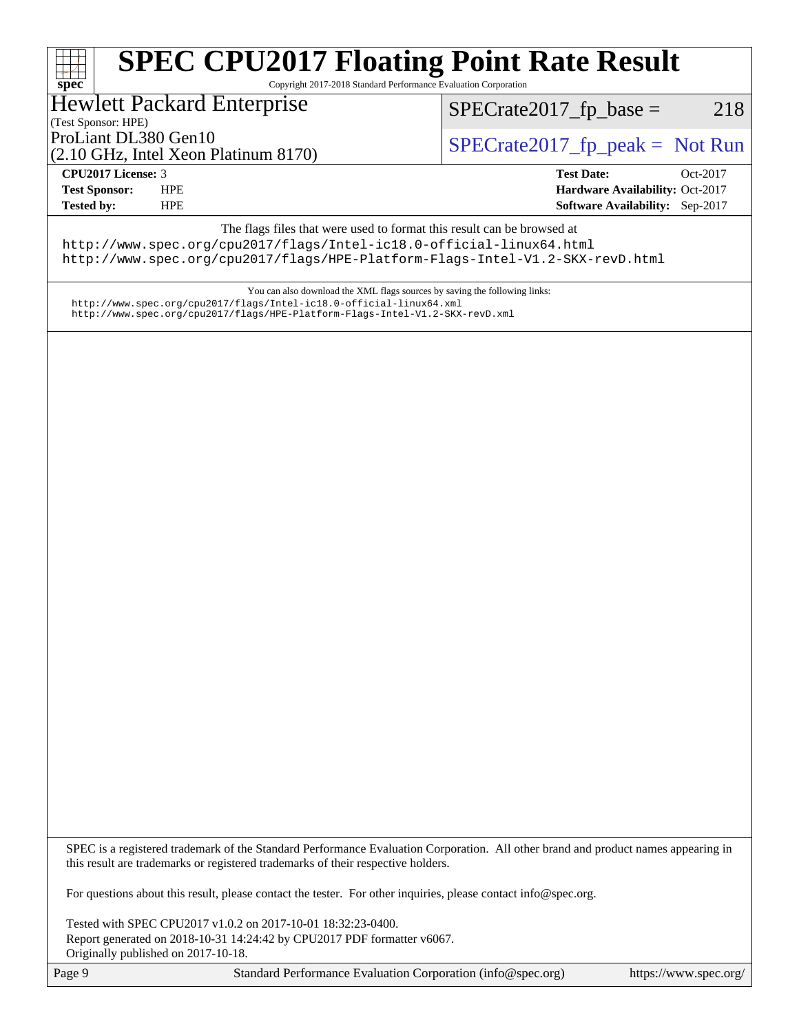The flags files that were used to format this result can be browsed at
http://www.spec.org/cpu2017/flags/Intel-ic18.0-official-linux64.html
http://www.spec.org/cpu2017/flags/HPE-Platform-Flags-Intel-V1.2-SKX-revD.html

You can also download the XML flags sources by saving the following links:
http://www.spec.org/cpu2017/flags/Intel-ic18.0-official-linux64.xml
http://www.spec.org/cpu2017/flags/HPE-Platform-Flags-Intel-V1.2-SKX-revD.xml

SPEC is a registered trademark of the Standard Performance Evaluation Corporation. All other brand and product names appearing in this result are trademarks or registered trademarks of their respective holders.

For questions about this result, please contact the tester. For other inquiries, please contact info@spec.org.

Tested with SPEC CPU2017 v1.0.2 on 2017-10-01 18:32:23-0400.
Report generated on 2018-10-31 14:24:42 by CPU2017 PDF formatter v6067.
Originally published on 2017-10-18.